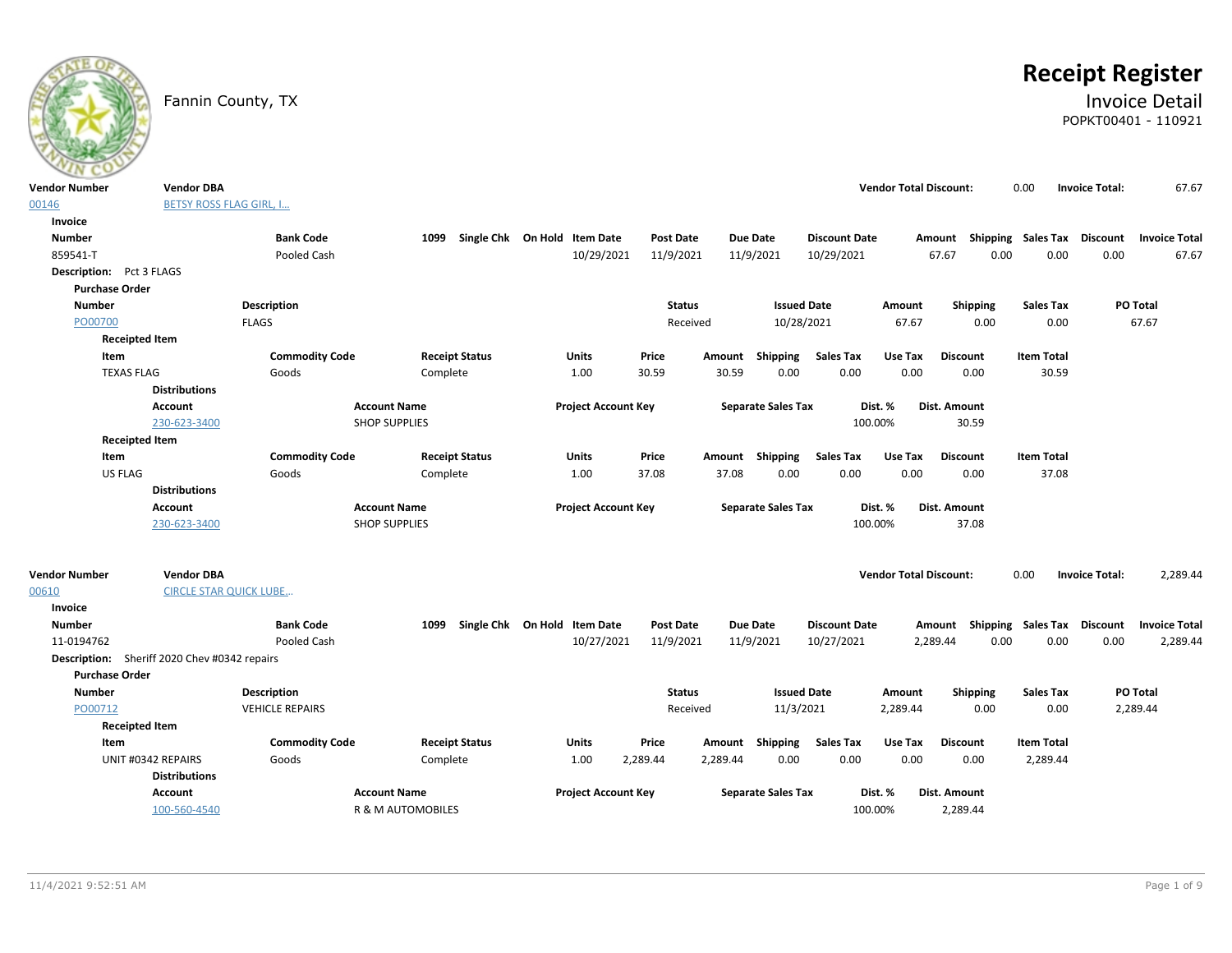Fannin County, TX

# Receipt Register

## Invoice Detail

POPKT00401 - 110921

| Vendor Number | Vendor DBA | Vendor Total Discount: | Invoice Total: |
|---|---|---|---|
| 00146 | BETSY ROSS FLAG GIRL, I... | 0.00 | 67.67 |

**Invoice**

| Number | Bank Code | 1099 | Single Chk | On Hold | Item Date | Post Date | Due Date | Discount Date | Amount | Shipping | Sales Tax | Discount | Invoice Total |
|---|---|---|---|---|---|---|---|---|---|---|---|---|---|
| 859541-T | Pooled Cash | | | | 10/29/2021 | 11/9/2021 | 11/9/2021 | 10/29/2021 | 67.67 | 0.00 | 0.00 | 0.00 | 67.67 |

**Description:** Pct 3 FLAGS

**Purchase Order**

| Number | Description | Status | Issued Date | Amount | Shipping | Sales Tax | PO Total |
|---|---|---|---|---|---|---|---|
| PO00700 | FLAGS | Received | 10/28/2021 | 67.67 | 0.00 | 0.00 | 67.67 |

**Receipted Item**

| Item | Commodity Code | Receipt Status | Units | Price | Amount | Shipping | Sales Tax | Use Tax | Discount | Item Total |
|---|---|---|---|---|---|---|---|---|---|---|
| TEXAS FLAG | Goods | Complete | 1.00 | 30.59 | 30.59 | 0.00 | 0.00 | 0.00 | 0.00 | 30.59 |

**Distributions**

| Account | Account Name | Project Account Key | Separate Sales Tax | Dist. % | Dist. Amount |
|---|---|---|---|---|---|
| 230-623-3400 | SHOP SUPPLIES | | | 100.00% | 30.59 |

**Receipted Item**

| Item | Commodity Code | Receipt Status | Units | Price | Amount | Shipping | Sales Tax | Use Tax | Discount | Item Total |
|---|---|---|---|---|---|---|---|---|---|---|
| US FLAG | Goods | Complete | 1.00 | 37.08 | 37.08 | 0.00 | 0.00 | 0.00 | 0.00 | 37.08 |

**Distributions**

| Account | Account Name | Project Account Key | Separate Sales Tax | Dist. % | Dist. Amount |
|---|---|---|---|---|---|
| 230-623-3400 | SHOP SUPPLIES | | | 100.00% | 37.08 |

| Vendor Number | Vendor DBA | Vendor Total Discount: | Invoice Total: |
|---|---|---|---|
| 00610 | CIRCLE STAR QUICK LUBE... | 0.00 | 2,289.44 |

**Invoice**

| Number | Bank Code | 1099 | Single Chk | On Hold | Item Date | Post Date | Due Date | Discount Date | Amount | Shipping | Sales Tax | Discount | Invoice Total |
|---|---|---|---|---|---|---|---|---|---|---|---|---|---|
| 11-0194762 | Pooled Cash | | | | 10/27/2021 | 11/9/2021 | 11/9/2021 | 10/27/2021 | 2,289.44 | 0.00 | 0.00 | 0.00 | 2,289.44 |

**Description:** Sheriff 2020 Chev #0342 repairs

**Purchase Order**

| Number | Description | Status | Issued Date | Amount | Shipping | Sales Tax | PO Total |
|---|---|---|---|---|---|---|---|
| PO00712 | VEHICLE REPAIRS | Received | 11/3/2021 | 2,289.44 | 0.00 | 0.00 | 2,289.44 |

**Receipted Item**

| Item | Commodity Code | Receipt Status | Units | Price | Amount | Shipping | Sales Tax | Use Tax | Discount | Item Total |
|---|---|---|---|---|---|---|---|---|---|---|
| UNIT #0342 REPAIRS | Goods | Complete | 1.00 | 2,289.44 | 2,289.44 | 0.00 | 0.00 | 0.00 | 0.00 | 2,289.44 |

**Distributions**

| Account | Account Name | Project Account Key | Separate Sales Tax | Dist. % | Dist. Amount |
|---|---|---|---|---|---|
| 100-560-4540 | R & M AUTOMOBILES | | | 100.00% | 2,289.44 |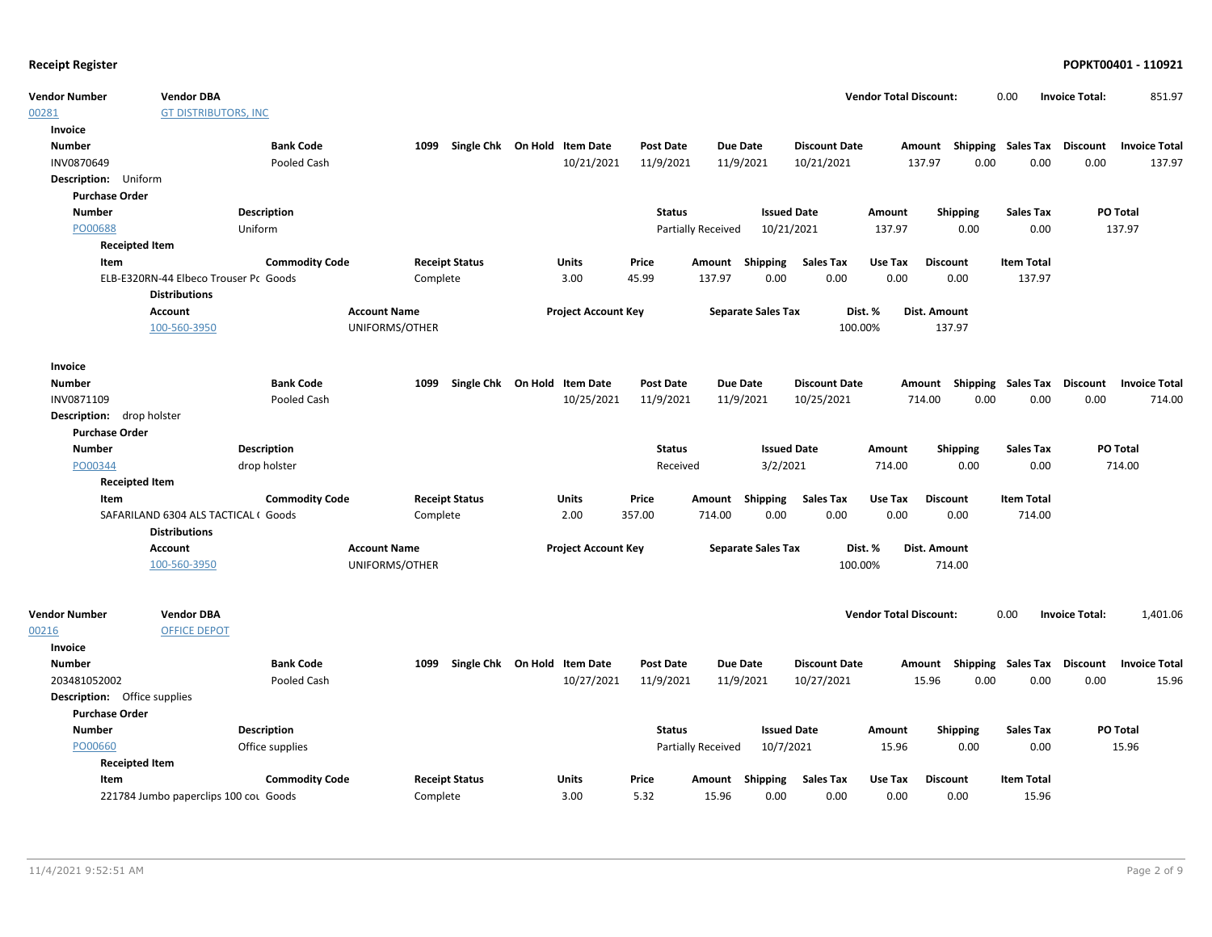**Receipt Register** — **POPKT00401 - 110921**

| Vendor Number | Vendor DBA | Vendor Total Discount: | 0.00 | Invoice Total: | 851.97 |
|---|---|---|---|---|---|
| 00281 | GT DISTRIBUTORS, INC | | | | |

**Invoice**

| Number | Bank Code | 1099 | Single Chk | On Hold | Item Date | Post Date | Due Date | Discount Date | Amount | Shipping | Sales Tax | Discount | Invoice Total |
|---|---|---|---|---|---|---|---|---|---|---|---|---|---|
| INV0870649 | Pooled Cash | | | | 10/21/2021 | 11/9/2021 | 11/9/2021 | 10/21/2021 | 137.97 | 0.00 | 0.00 | 0.00 | 137.97 |

**Description:** Uniform

**Purchase Order**

| Number | Description | Status | Issued Date | Amount | Shipping | Sales Tax | PO Total |
|---|---|---|---|---|---|---|---|
| PO00688 | Uniform | Partially Received | 10/21/2021 | 137.97 | 0.00 | 0.00 | 137.97 |

**Receipted Item**

| Item | Commodity Code | Receipt Status | Units | Price | Amount | Shipping | Sales Tax | Use Tax | Discount | Item Total |
|---|---|---|---|---|---|---|---|---|---|---|
| ELB-E320RN-44 Elbeco Trouser Pc | Goods | Complete | 3.00 | 45.99 | 137.97 | 0.00 | 0.00 | 0.00 | 0.00 | 137.97 |

**Distributions**

| Account | Account Name | Project Account Key | Separate Sales Tax | Dist. % | Dist. Amount |
|---|---|---|---|---|---|
| 100-560-3950 | UNIFORMS/OTHER | | | 100.00% | 137.97 |

**Invoice**

| Number | Bank Code | 1099 | Single Chk | On Hold | Item Date | Post Date | Due Date | Discount Date | Amount | Shipping | Sales Tax | Discount | Invoice Total |
|---|---|---|---|---|---|---|---|---|---|---|---|---|---|
| INV0871109 | Pooled Cash | | | | 10/25/2021 | 11/9/2021 | 11/9/2021 | 10/25/2021 | 714.00 | 0.00 | 0.00 | 0.00 | 714.00 |

**Description:** drop holster

**Purchase Order**

| Number | Description | Status | Issued Date | Amount | Shipping | Sales Tax | PO Total |
|---|---|---|---|---|---|---|---|
| PO00344 | drop holster | Received | 3/2/2021 | 714.00 | 0.00 | 0.00 | 714.00 |

**Receipted Item**

| Item | Commodity Code | Receipt Status | Units | Price | Amount | Shipping | Sales Tax | Use Tax | Discount | Item Total |
|---|---|---|---|---|---|---|---|---|---|---|
| SAFARILAND 6304 ALS TACTICAL ( | Goods | Complete | 2.00 | 357.00 | 714.00 | 0.00 | 0.00 | 0.00 | 0.00 | 714.00 |

**Distributions**

| Account | Account Name | Project Account Key | Separate Sales Tax | Dist. % | Dist. Amount |
|---|---|---|---|---|---|
| 100-560-3950 | UNIFORMS/OTHER | | | 100.00% | 714.00 |

| Vendor Number | Vendor DBA | Vendor Total Discount: | 0.00 | Invoice Total: | 1,401.06 |
|---|---|---|---|---|---|
| 00216 | OFFICE DEPOT | | | | |

**Invoice**

| Number | Bank Code | 1099 | Single Chk | On Hold | Item Date | Post Date | Due Date | Discount Date | Amount | Shipping | Sales Tax | Discount | Invoice Total |
|---|---|---|---|---|---|---|---|---|---|---|---|---|---|
| 203481052002 | Pooled Cash | | | | 10/27/2021 | 11/9/2021 | 11/9/2021 | 10/27/2021 | 15.96 | 0.00 | 0.00 | 0.00 | 15.96 |

**Description:** Office supplies

**Purchase Order**

| Number | Description | Status | Issued Date | Amount | Shipping | Sales Tax | PO Total |
|---|---|---|---|---|---|---|---|
| PO00660 | Office supplies | Partially Received | 10/7/2021 | 15.96 | 0.00 | 0.00 | 15.96 |

**Receipted Item**

| Item | Commodity Code | Receipt Status | Units | Price | Amount | Shipping | Sales Tax | Use Tax | Discount | Item Total |
|---|---|---|---|---|---|---|---|---|---|---|
| 221784 Jumbo paperclips 100 cou | Goods | Complete | 3.00 | 5.32 | 15.96 | 0.00 | 0.00 | 0.00 | 0.00 | 15.96 |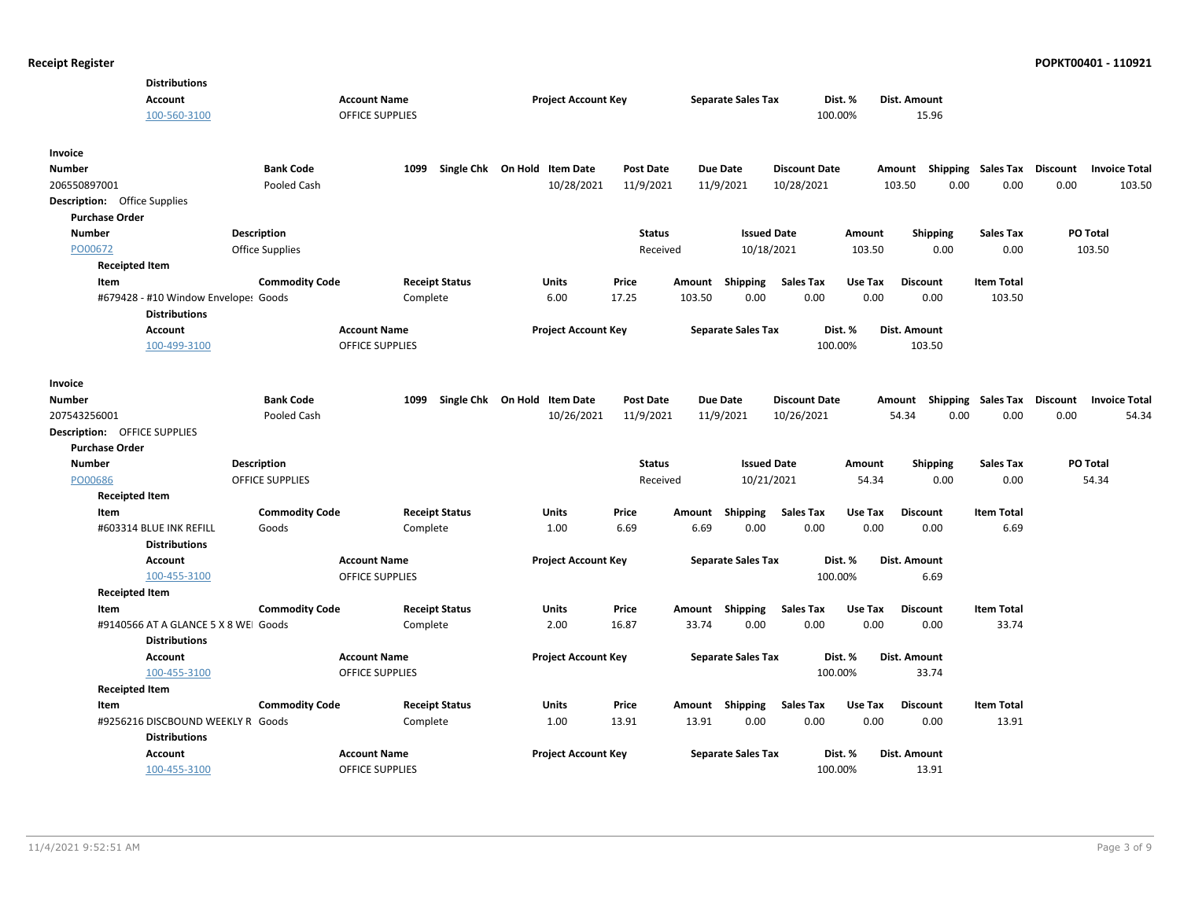**Distributions**

| Account | Account Name | Project Account Key | Separate Sales Tax | Dist. % | Dist. Amount |
|---|---|---|---|---|---|
| 100-560-3100 | OFFICE SUPPLIES | | | 100.00% | 15.96 |

**Invoice**

| Number | Bank Code | 1099 | Single Chk | On Hold | Item Date | Post Date | Due Date | Discount Date | Amount | Shipping | Sales Tax | Discount | Invoice Total |
|---|---|---|---|---|---|---|---|---|---|---|---|---|---|
| 206550897001 | Pooled Cash | | | | 10/28/2021 | 11/9/2021 | 11/9/2021 | 10/28/2021 | 103.50 | 0.00 | 0.00 | 0.00 | 103.50 |

**Description:** Office Supplies

**Purchase Order**

| Number | Description | Status | Issued Date | Amount | Shipping | Sales Tax | PO Total |
|---|---|---|---|---|---|---|---|
| PO00672 | Office Supplies | Received | 10/18/2021 | 103.50 | 0.00 | 0.00 | 103.50 |

**Receipted Item**

| Item | Commodity Code | Receipt Status | Units | Price | Amount | Shipping | Sales Tax | Use Tax | Discount | Item Total |
|---|---|---|---|---|---|---|---|---|---|---|
| #679428 - #10 Window Envelope: | Goods | Complete | 6.00 | 17.25 | 103.50 | 0.00 | 0.00 | 0.00 | 0.00 | 103.50 |

**Distributions**

| Account | Account Name | Project Account Key | Separate Sales Tax | Dist. % | Dist. Amount |
|---|---|---|---|---|---|
| 100-499-3100 | OFFICE SUPPLIES | | | 100.00% | 103.50 |

**Invoice**

| Number | Bank Code | 1099 | Single Chk | On Hold | Item Date | Post Date | Due Date | Discount Date | Amount | Shipping | Sales Tax | Discount | Invoice Total |
|---|---|---|---|---|---|---|---|---|---|---|---|---|---|
| 207543256001 | Pooled Cash | | | | 10/26/2021 | 11/9/2021 | 11/9/2021 | 10/26/2021 | 54.34 | 0.00 | 0.00 | 0.00 | 54.34 |

**Description:** OFFICE SUPPLIES

**Purchase Order**

| Number | Description | Status | Issued Date | Amount | Shipping | Sales Tax | PO Total |
|---|---|---|---|---|---|---|---|
| PO00686 | OFFICE SUPPLIES | Received | 10/21/2021 | 54.34 | 0.00 | 0.00 | 54.34 |

**Receipted Item**

| Item | Commodity Code | Receipt Status | Units | Price | Amount | Shipping | Sales Tax | Use Tax | Discount | Item Total |
|---|---|---|---|---|---|---|---|---|---|---|
| #603314 BLUE INK REFILL | Goods | Complete | 1.00 | 6.69 | 6.69 | 0.00 | 0.00 | 0.00 | 0.00 | 6.69 |

**Distributions**

| Account | Account Name | Project Account Key | Separate Sales Tax | Dist. % | Dist. Amount |
|---|---|---|---|---|---|
| 100-455-3100 | OFFICE SUPPLIES | | | 100.00% | 6.69 |

**Receipted Item**

| Item | Commodity Code | Receipt Status | Units | Price | Amount | Shipping | Sales Tax | Use Tax | Discount | Item Total |
|---|---|---|---|---|---|---|---|---|---|---|
| #9140566 AT A GLANCE 5 X 8 WEI | Goods | Complete | 2.00 | 16.87 | 33.74 | 0.00 | 0.00 | 0.00 | 0.00 | 33.74 |

**Distributions**

| Account | Account Name | Project Account Key | Separate Sales Tax | Dist. % | Dist. Amount |
|---|---|---|---|---|---|
| 100-455-3100 | OFFICE SUPPLIES | | | 100.00% | 33.74 |

**Receipted Item**

| Item | Commodity Code | Receipt Status | Units | Price | Amount | Shipping | Sales Tax | Use Tax | Discount | Item Total |
|---|---|---|---|---|---|---|---|---|---|---|
| #9256216 DISCBOUND WEEKLY R | Goods | Complete | 1.00 | 13.91 | 13.91 | 0.00 | 0.00 | 0.00 | 0.00 | 13.91 |

**Distributions**

| Account | Account Name | Project Account Key | Separate Sales Tax | Dist. % | Dist. Amount |
|---|---|---|---|---|---|
| 100-455-3100 | OFFICE SUPPLIES | | | 100.00% | 13.91 |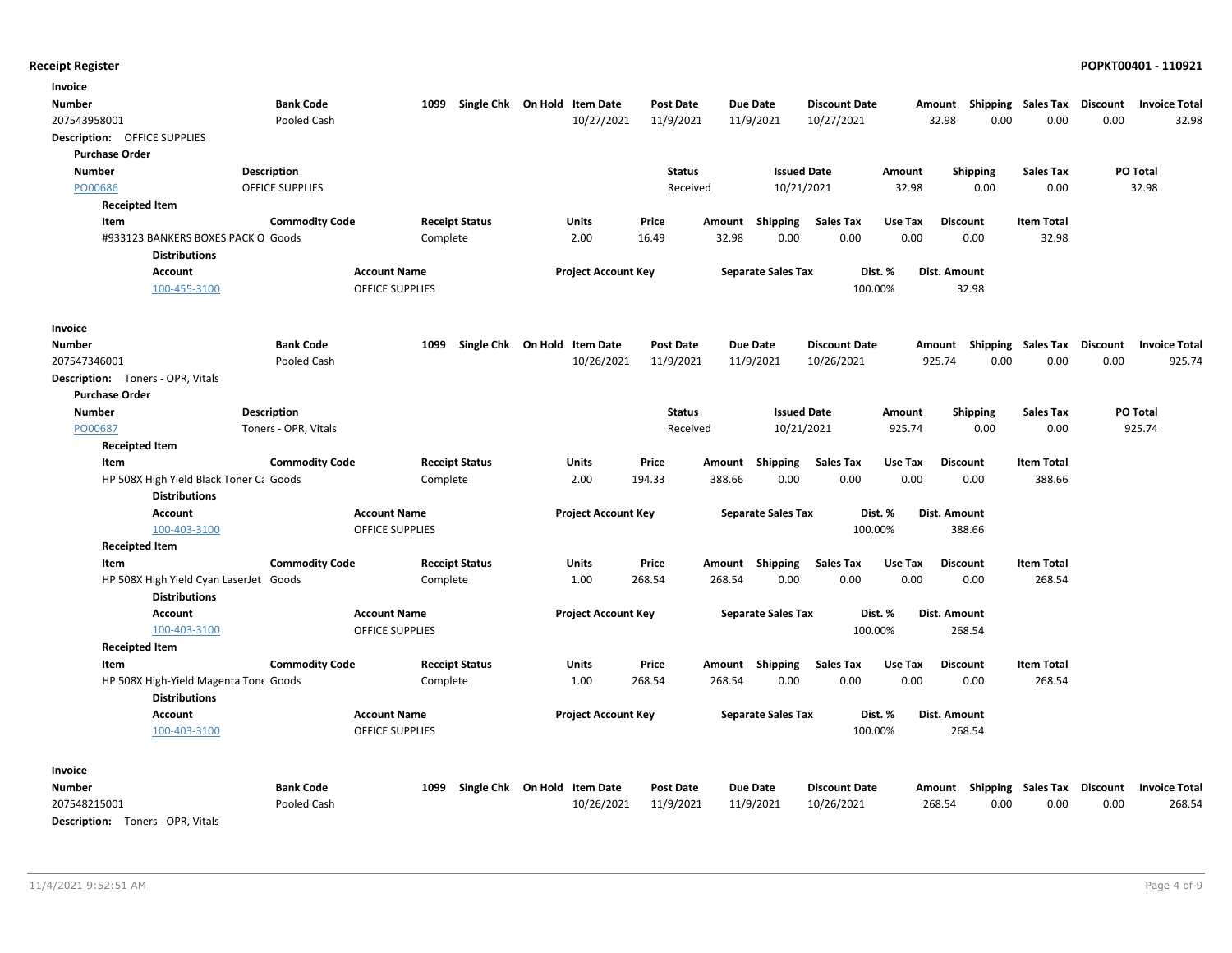## Receipt Register

**Invoice**

| Number | Bank Code | 1099 | Single Chk | On Hold | Item Date | Post Date | Due Date | Discount Date | Amount | Shipping | Sales Tax | Discount | Invoice Total |
|---|---|---|---|---|---|---|---|---|---|---|---|---|---|
| 207543958001 | Pooled Cash | | | | 10/27/2021 | 11/9/2021 | 11/9/2021 | 10/27/2021 | 32.98 | 0.00 | 0.00 | 0.00 | 32.98 |

**Description:** OFFICE SUPPLIES

**Purchase Order**

| Number | Description | Status | Issued Date | Amount | Shipping | Sales Tax | PO Total |
|---|---|---|---|---|---|---|---|
| PO00686 | OFFICE SUPPLIES | Received | 10/21/2021 | 32.98 | 0.00 | 0.00 | 32.98 |

**Receipted Item**

| Item | Commodity Code | Receipt Status | Units | Price | Amount | Shipping | Sales Tax | Use Tax | Discount | Item Total |
|---|---|---|---|---|---|---|---|---|---|---|
| #933123 BANKERS BOXES PACK O | Goods | Complete | 2.00 | 16.49 | 32.98 | 0.00 | 0.00 | 0.00 | 0.00 | 32.98 |

**Distributions**

| Account | Account Name | Project Account Key | Separate Sales Tax | Dist. % | Dist. Amount |
|---|---|---|---|---|---|
| 100-455-3100 | OFFICE SUPPLIES | | | 100.00% | 32.98 |

**Invoice**

| Number | Bank Code | 1099 | Single Chk | On Hold | Item Date | Post Date | Due Date | Discount Date | Amount | Shipping | Sales Tax | Discount | Invoice Total |
|---|---|---|---|---|---|---|---|---|---|---|---|---|---|
| 207547346001 | Pooled Cash | | | | 10/26/2021 | 11/9/2021 | 11/9/2021 | 10/26/2021 | 925.74 | 0.00 | 0.00 | 0.00 | 925.74 |

**Description:** Toners - OPR, Vitals

**Purchase Order**

| Number | Description | Status | Issued Date | Amount | Shipping | Sales Tax | PO Total |
|---|---|---|---|---|---|---|---|
| PO00687 | Toners - OPR, Vitals | Received | 10/21/2021 | 925.74 | 0.00 | 0.00 | 925.74 |

**Receipted Item**

| Item | Commodity Code | Receipt Status | Units | Price | Amount | Shipping | Sales Tax | Use Tax | Discount | Item Total |
|---|---|---|---|---|---|---|---|---|---|---|
| HP 508X High Yield Black Toner C | Goods | Complete | 2.00 | 194.33 | 388.66 | 0.00 | 0.00 | 0.00 | 0.00 | 388.66 |

**Distributions**

| Account | Account Name | Project Account Key | Separate Sales Tax | Dist. % | Dist. Amount |
|---|---|---|---|---|---|
| 100-403-3100 | OFFICE SUPPLIES | | | 100.00% | 388.66 |

**Receipted Item**

| Item | Commodity Code | Receipt Status | Units | Price | Amount | Shipping | Sales Tax | Use Tax | Discount | Item Total |
|---|---|---|---|---|---|---|---|---|---|---|
| HP 508X High Yield Cyan LaserJet | Goods | Complete | 1.00 | 268.54 | 268.54 | 0.00 | 0.00 | 0.00 | 0.00 | 268.54 |

**Distributions**

| Account | Account Name | Project Account Key | Separate Sales Tax | Dist. % | Dist. Amount |
|---|---|---|---|---|---|
| 100-403-3100 | OFFICE SUPPLIES | | | 100.00% | 268.54 |

**Receipted Item**

| Item | Commodity Code | Receipt Status | Units | Price | Amount | Shipping | Sales Tax | Use Tax | Discount | Item Total |
|---|---|---|---|---|---|---|---|---|---|---|
| HP 508X High-Yield Magenta Ton | Goods | Complete | 1.00 | 268.54 | 268.54 | 0.00 | 0.00 | 0.00 | 0.00 | 268.54 |

**Distributions**

| Account | Account Name | Project Account Key | Separate Sales Tax | Dist. % | Dist. Amount |
|---|---|---|---|---|---|
| 100-403-3100 | OFFICE SUPPLIES | | | 100.00% | 268.54 |

**Invoice**

| Number | Bank Code | 1099 | Single Chk | On Hold | Item Date | Post Date | Due Date | Discount Date | Amount | Shipping | Sales Tax | Discount | Invoice Total |
|---|---|---|---|---|---|---|---|---|---|---|---|---|---|
| 207548215001 | Pooled Cash | | | | 10/26/2021 | 11/9/2021 | 11/9/2021 | 10/26/2021 | 268.54 | 0.00 | 0.00 | 0.00 | 268.54 |

**Description:** Toners - OPR, Vitals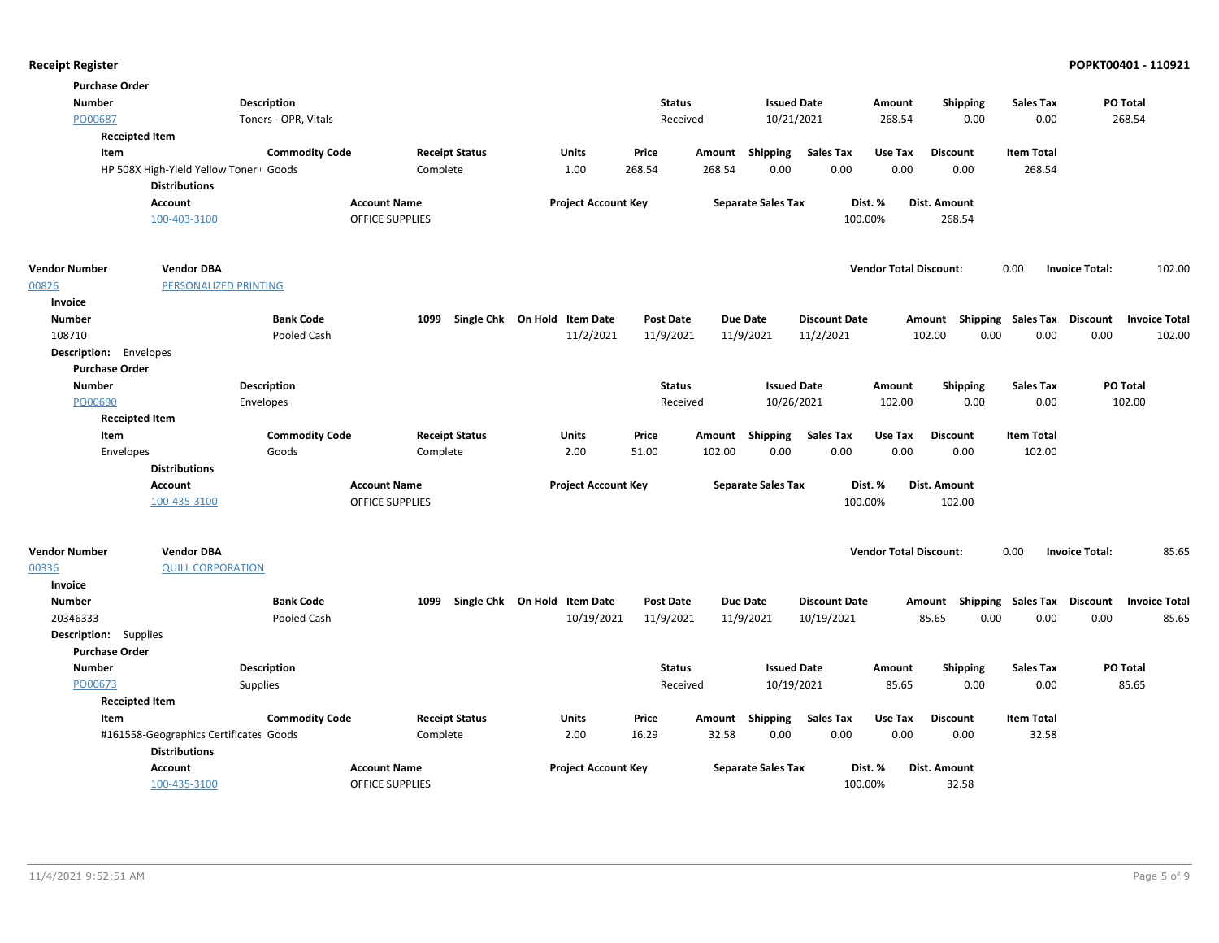**Purchase Order**

| Number | Description | Status | Issued Date | Amount | Shipping | Sales Tax | PO Total |
|---|---|---|---|---|---|---|---|
| PO00687 | Toners - OPR, Vitals | Received | 10/21/2021 | 268.54 | 0.00 | 0.00 | 268.54 |

**Receipted Item**

| Item | Commodity Code | Receipt Status | Units | Price | Amount | Shipping | Sales Tax | Use Tax | Discount | Item Total |
|---|---|---|---|---|---|---|---|---|---|---|
| HP 508X High-Yield Yellow Toner ( | Goods | Complete | 1.00 | 268.54 | 268.54 | 0.00 | 0.00 | 0.00 | 0.00 | 268.54 |

**Distributions**

| Account | Account Name | Project Account Key | Separate Sales Tax | Dist. % | Dist. Amount |
|---|---|---|---|---|---|
| 100-403-3100 | OFFICE SUPPLIES | | | 100.00% | 268.54 |

| Vendor Number | Vendor DBA | Vendor Total Discount: | Invoice Total: |
|---|---|---|---|
| 00826 | PERSONALIZED PRINTING | 0.00 | 102.00 |

**Invoice**

| Number | Bank Code | 1099 | Single Chk | On Hold | Item Date | Post Date | Due Date | Discount Date | Amount | Shipping | Sales Tax | Discount | Invoice Total |
|---|---|---|---|---|---|---|---|---|---|---|---|---|---|
| 108710 | Pooled Cash | | | | 11/2/2021 | 11/9/2021 | 11/9/2021 | 11/2/2021 | 102.00 | 0.00 | 0.00 | 0.00 | 102.00 |

**Description:** Envelopes

**Purchase Order**

| Number | Description | Status | Issued Date | Amount | Shipping | Sales Tax | PO Total |
|---|---|---|---|---|---|---|---|
| PO00690 | Envelopes | Received | 10/26/2021 | 102.00 | 0.00 | 0.00 | 102.00 |

**Receipted Item**

| Item | Commodity Code | Receipt Status | Units | Price | Amount | Shipping | Sales Tax | Use Tax | Discount | Item Total |
|---|---|---|---|---|---|---|---|---|---|---|
| Envelopes | Goods | Complete | 2.00 | 51.00 | 102.00 | 0.00 | 0.00 | 0.00 | 0.00 | 102.00 |

**Distributions**

| Account | Account Name | Project Account Key | Separate Sales Tax | Dist. % | Dist. Amount |
|---|---|---|---|---|---|
| 100-435-3100 | OFFICE SUPPLIES | | | 100.00% | 102.00 |

| Vendor Number | Vendor DBA | Vendor Total Discount: | Invoice Total: |
|---|---|---|---|
| 00336 | QUILL CORPORATION | 0.00 | 85.65 |

**Invoice**

| Number | Bank Code | 1099 | Single Chk | On Hold | Item Date | Post Date | Due Date | Discount Date | Amount | Shipping | Sales Tax | Discount | Invoice Total |
|---|---|---|---|---|---|---|---|---|---|---|---|---|---|
| 20346333 | Pooled Cash | | | | 10/19/2021 | 11/9/2021 | 11/9/2021 | 10/19/2021 | 85.65 | 0.00 | 0.00 | 0.00 | 85.65 |

**Description:** Supplies

**Purchase Order**

| Number | Description | Status | Issued Date | Amount | Shipping | Sales Tax | PO Total |
|---|---|---|---|---|---|---|---|
| PO00673 | Supplies | Received | 10/19/2021 | 85.65 | 0.00 | 0.00 | 85.65 |

**Receipted Item**

| Item | Commodity Code | Receipt Status | Units | Price | Amount | Shipping | Sales Tax | Use Tax | Discount | Item Total |
|---|---|---|---|---|---|---|---|---|---|---|
| #161558-Geographics Certificates | Goods | Complete | 2.00 | 16.29 | 32.58 | 0.00 | 0.00 | 0.00 | 0.00 | 32.58 |

**Distributions**

| Account | Account Name | Project Account Key | Separate Sales Tax | Dist. % | Dist. Amount |
|---|---|---|---|---|---|
| 100-435-3100 | OFFICE SUPPLIES | | | 100.00% | 32.58 |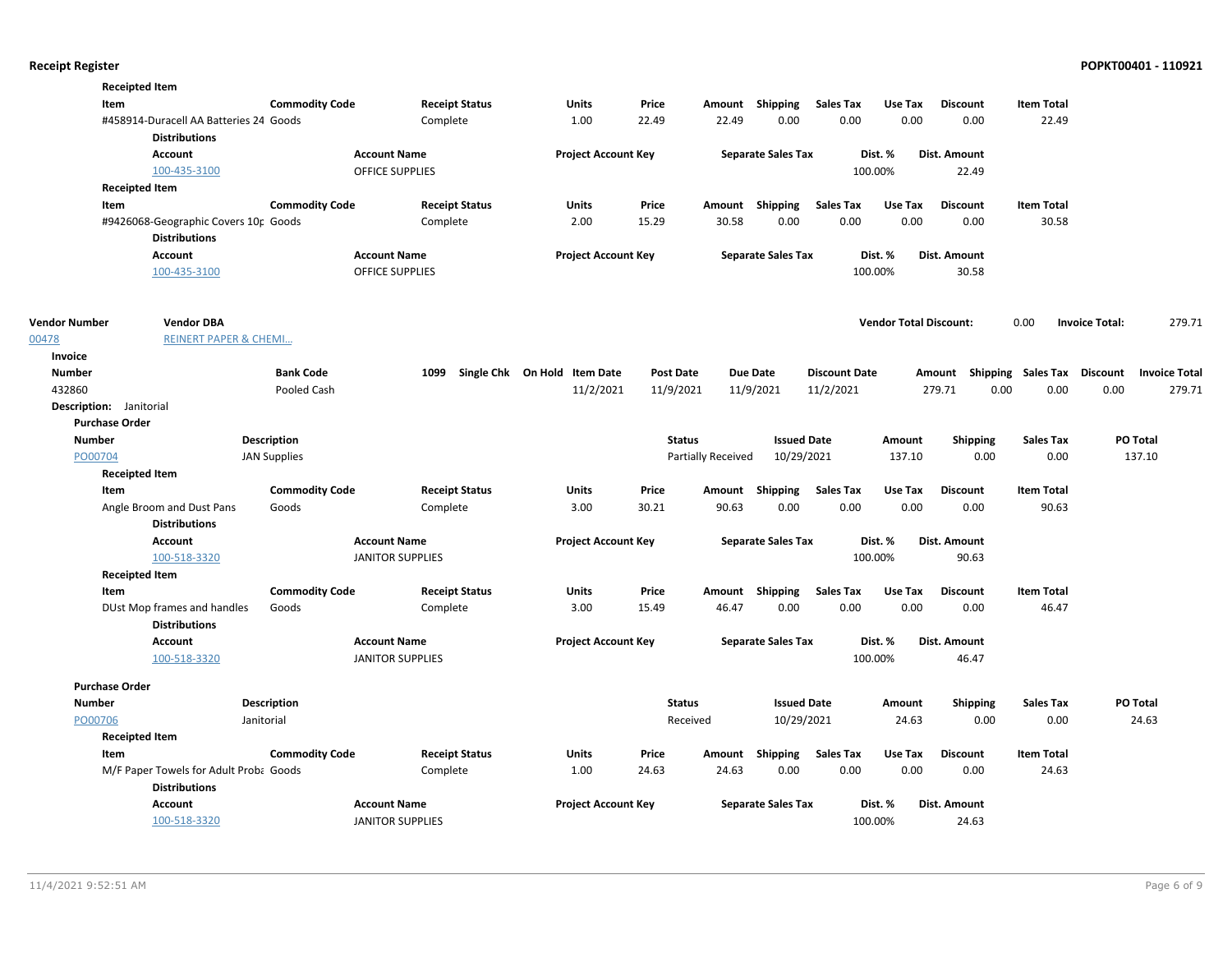**Receipted Item**

| Item | Commodity Code | Receipt Status | Units | Price | Amount | Shipping | Sales Tax | Use Tax | Discount | Item Total |
|---|---|---|---|---|---|---|---|---|---|---|
| #458914-Duracell AA Batteries 24 | Goods | Complete | 1.00 | 22.49 | 22.49 | 0.00 | 0.00 | 0.00 | 0.00 | 22.49 |

**Distributions**

| Account | Account Name | Project Account Key | Separate Sales Tax | Dist. % | Dist. Amount |
|---|---|---|---|---|---|
| 100-435-3100 | OFFICE SUPPLIES | | | 100.00% | 22.49 |

**Receipted Item**

| Item | Commodity Code | Receipt Status | Units | Price | Amount | Shipping | Sales Tax | Use Tax | Discount | Item Total |
|---|---|---|---|---|---|---|---|---|---|---|
| #9426068-Geographic Covers 10p | Goods | Complete | 2.00 | 15.29 | 30.58 | 0.00 | 0.00 | 0.00 | 0.00 | 30.58 |

**Distributions**

| Account | Account Name | Project Account Key | Separate Sales Tax | Dist. % | Dist. Amount |
|---|---|---|---|---|---|
| 100-435-3100 | OFFICE SUPPLIES | | | 100.00% | 30.58 |

| Vendor Number | Vendor DBA | Vendor Total Discount: | Invoice Total: |
|---|---|---|---|
| 00478 | REINERT PAPER & CHEMI... | 0.00 | 279.71 |

**Invoice**

| Number | Bank Code | 1099 | Single Chk | On Hold | Item Date | Post Date | Due Date | Discount Date | Amount | Shipping | Sales Tax | Discount | Invoice Total |
|---|---|---|---|---|---|---|---|---|---|---|---|---|---|
| 432860 | Pooled Cash | | | | 11/2/2021 | 11/9/2021 | 11/9/2021 | 11/2/2021 | 279.71 | 0.00 | 0.00 | 0.00 | 279.71 |

**Description:** Janitorial

**Purchase Order**

| Number | Description | Status | Issued Date | Amount | Shipping | Sales Tax | PO Total |
|---|---|---|---|---|---|---|---|
| PO00704 | JAN Supplies | Partially Received | 10/29/2021 | 137.10 | 0.00 | 0.00 | 137.10 |

**Receipted Item**

| Item | Commodity Code | Receipt Status | Units | Price | Amount | Shipping | Sales Tax | Use Tax | Discount | Item Total |
|---|---|---|---|---|---|---|---|---|---|---|
| Angle Broom and Dust Pans | Goods | Complete | 3.00 | 30.21 | 90.63 | 0.00 | 0.00 | 0.00 | 0.00 | 90.63 |

**Distributions**

| Account | Account Name | Project Account Key | Separate Sales Tax | Dist. % | Dist. Amount |
|---|---|---|---|---|---|
| 100-518-3320 | JANITOR SUPPLIES | | | 100.00% | 90.63 |

**Receipted Item**

| Item | Commodity Code | Receipt Status | Units | Price | Amount | Shipping | Sales Tax | Use Tax | Discount | Item Total |
|---|---|---|---|---|---|---|---|---|---|---|
| DUst Mop frames and handles | Goods | Complete | 3.00 | 15.49 | 46.47 | 0.00 | 0.00 | 0.00 | 0.00 | 46.47 |

**Distributions**

| Account | Account Name | Project Account Key | Separate Sales Tax | Dist. % | Dist. Amount |
|---|---|---|---|---|---|
| 100-518-3320 | JANITOR SUPPLIES | | | 100.00% | 46.47 |

**Purchase Order**

| Number | Description | Status | Issued Date | Amount | Shipping | Sales Tax | PO Total |
|---|---|---|---|---|---|---|---|
| PO00706 | Janitorial | Received | 10/29/2021 | 24.63 | 0.00 | 0.00 | 24.63 |

**Receipted Item**

| Item | Commodity Code | Receipt Status | Units | Price | Amount | Shipping | Sales Tax | Use Tax | Discount | Item Total |
|---|---|---|---|---|---|---|---|---|---|---|
| M/F Paper Towels for Adult Proba | Goods | Complete | 1.00 | 24.63 | 24.63 | 0.00 | 0.00 | 0.00 | 0.00 | 24.63 |

**Distributions**

| Account | Account Name | Project Account Key | Separate Sales Tax | Dist. % | Dist. Amount |
|---|---|---|---|---|---|
| 100-518-3320 | JANITOR SUPPLIES | | | 100.00% | 24.63 |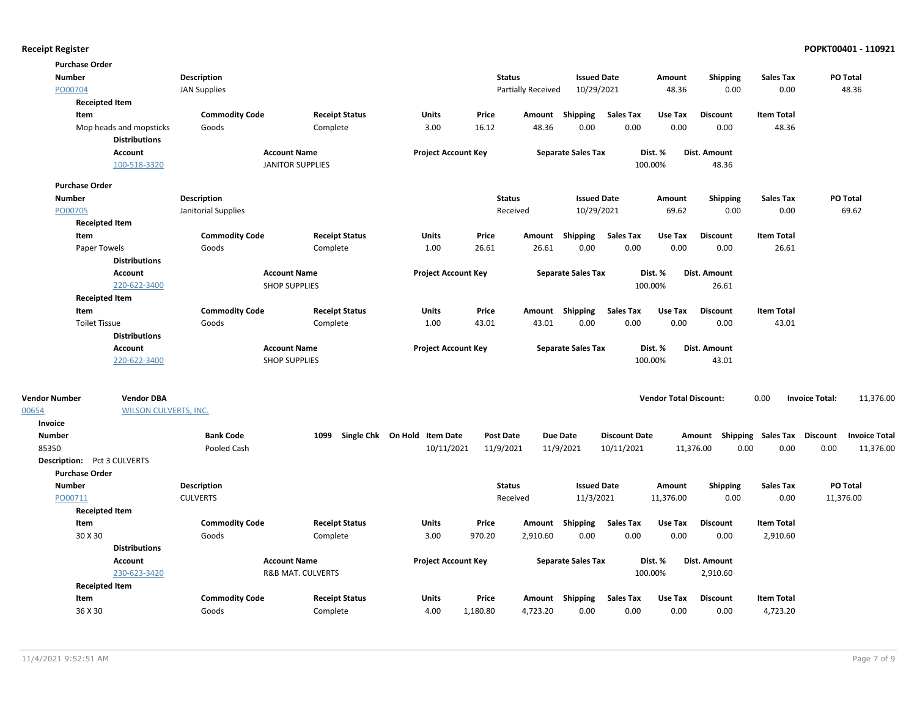## Receipt Register

**POPKT00401 - 110921**

**Purchase Order**

| Number | Description | Status | Issued Date | Amount | Shipping | Sales Tax | PO Total |
|---|---|---|---|---|---|---|---|
| PO00704 | JAN Supplies | Partially Received | 10/29/2021 | 48.36 | 0.00 | 0.00 | 48.36 |

**Receipted Item**

| Item | Commodity Code | Receipt Status | Units | Price | Amount | Shipping | Sales Tax | Use Tax | Discount | Item Total |
|---|---|---|---|---|---|---|---|---|---|---|
| Mop heads and mopsticks | Goods | Complete | 3.00 | 16.12 | 48.36 | 0.00 | 0.00 | 0.00 | 0.00 | 48.36 |

**Distributions**

| Account | Account Name | Project Account Key | Separate Sales Tax | Dist. % | Dist. Amount |
|---|---|---|---|---|---|
| 100-518-3320 | JANITOR SUPPLIES | | | 100.00% | 48.36 |

**Purchase Order**

| Number | Description | Status | Issued Date | Amount | Shipping | Sales Tax | PO Total |
|---|---|---|---|---|---|---|---|
| PO00705 | Janitorial Supplies | Received | 10/29/2021 | 69.62 | 0.00 | 0.00 | 69.62 |

**Receipted Item**

| Item | Commodity Code | Receipt Status | Units | Price | Amount | Shipping | Sales Tax | Use Tax | Discount | Item Total |
|---|---|---|---|---|---|---|---|---|---|---|
| Paper Towels | Goods | Complete | 1.00 | 26.61 | 26.61 | 0.00 | 0.00 | 0.00 | 0.00 | 26.61 |

**Distributions**

| Account | Account Name | Project Account Key | Separate Sales Tax | Dist. % | Dist. Amount |
|---|---|---|---|---|---|
| 220-622-3400 | SHOP SUPPLIES | | | 100.00% | 26.61 |

**Receipted Item**

| Item | Commodity Code | Receipt Status | Units | Price | Amount | Shipping | Sales Tax | Use Tax | Discount | Item Total |
|---|---|---|---|---|---|---|---|---|---|---|
| Toilet Tissue | Goods | Complete | 1.00 | 43.01 | 43.01 | 0.00 | 0.00 | 0.00 | 0.00 | 43.01 |

**Distributions**

| Account | Account Name | Project Account Key | Separate Sales Tax | Dist. % | Dist. Amount |
|---|---|---|---|---|---|
| 220-622-3400 | SHOP SUPPLIES | | | 100.00% | 43.01 |

| Vendor Number | Vendor DBA | Vendor Total Discount: | Invoice Total: |
|---|---|---|---|
| 00654 | WILSON CULVERTS, INC. | 0.00 | 11,376.00 |

**Invoice**

| Number | Bank Code | 1099 | Single Chk | On Hold | Item Date | Post Date | Due Date | Discount Date | Amount | Shipping | Sales Tax | Discount | Invoice Total |
|---|---|---|---|---|---|---|---|---|---|---|---|---|---|
| 85350 | Pooled Cash | | | | 10/11/2021 | 11/9/2021 | 11/9/2021 | 10/11/2021 | 11,376.00 | 0.00 | 0.00 | 0.00 | 11,376.00 |

**Description:** Pct 3 CULVERTS

**Purchase Order**

| Number | Description | Status | Issued Date | Amount | Shipping | Sales Tax | PO Total |
|---|---|---|---|---|---|---|---|
| PO00711 | CULVERTS | Received | 11/3/2021 | 11,376.00 | 0.00 | 0.00 | 11,376.00 |

**Receipted Item**

| Item | Commodity Code | Receipt Status | Units | Price | Amount | Shipping | Sales Tax | Use Tax | Discount | Item Total |
|---|---|---|---|---|---|---|---|---|---|---|
| 30 X 30 | Goods | Complete | 3.00 | 970.20 | 2,910.60 | 0.00 | 0.00 | 0.00 | 0.00 | 2,910.60 |

**Distributions**

| Account | Account Name | Project Account Key | Separate Sales Tax | Dist. % | Dist. Amount |
|---|---|---|---|---|---|
| 230-623-3420 | R&B MAT. CULVERTS | | | 100.00% | 2,910.60 |

**Receipted Item**

| Item | Commodity Code | Receipt Status | Units | Price | Amount | Shipping | Sales Tax | Use Tax | Discount | Item Total |
|---|---|---|---|---|---|---|---|---|---|---|
| 36 X 30 | Goods | Complete | 4.00 | 1,180.80 | 4,723.20 | 0.00 | 0.00 | 0.00 | 0.00 | 4,723.20 |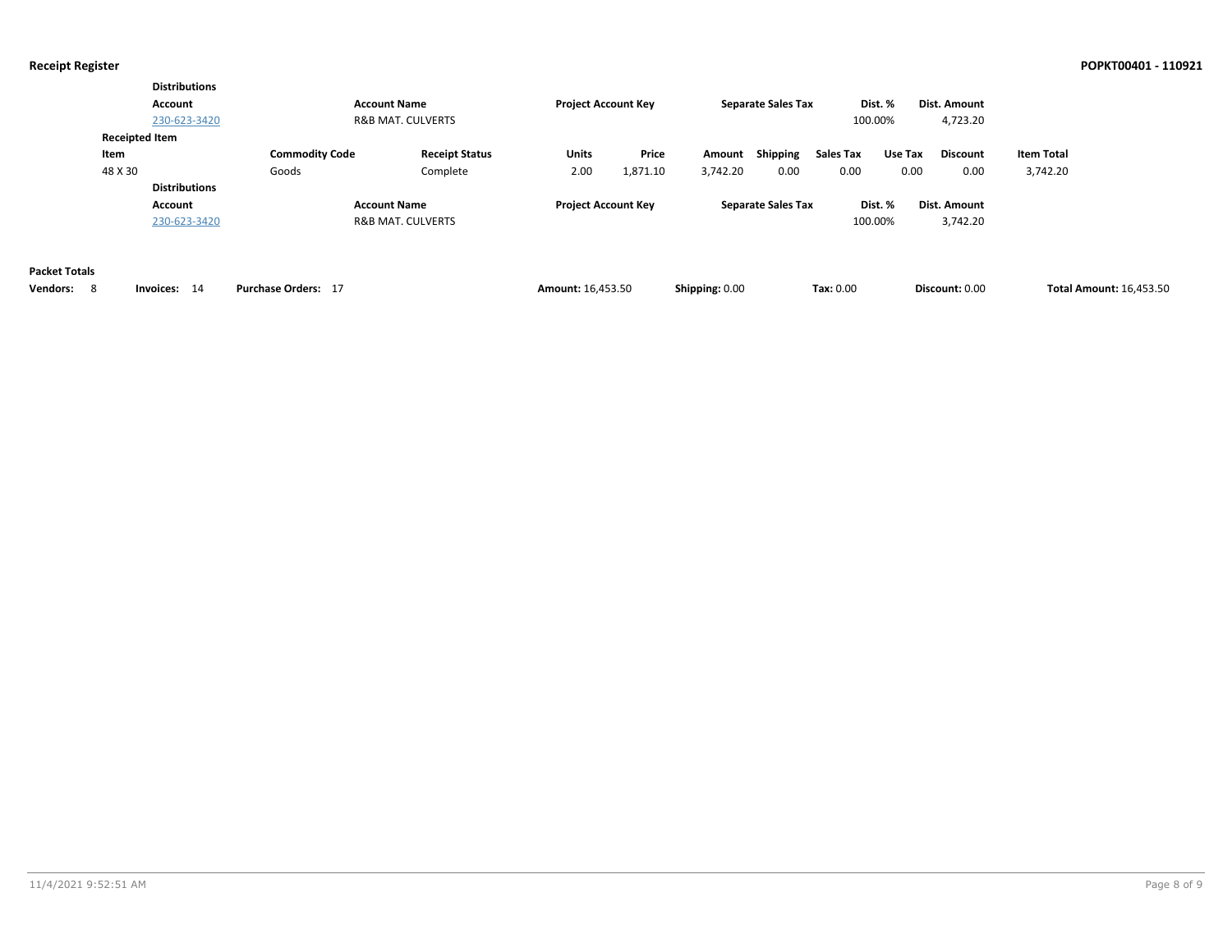**Distributions**

| Account | Account Name | Project Account Key | Separate Sales Tax | Dist. % | Dist. Amount |
|---|---|---|---|---|---|
| 230-623-3420 | R&B MAT. CULVERTS | | | 100.00% | 4,723.20 |

**Receipted Item**

| Item | Commodity Code | Receipt Status | Units | Price | Amount | Shipping | Sales Tax | Use Tax | Discount | Item Total |
|---|---|---|---|---|---|---|---|---|---|---|
| 48 X 30 | Goods | Complete | 2.00 | 1,871.10 | 3,742.20 | 0.00 | 0.00 | 0.00 | 0.00 | 3,742.20 |

**Distributions**

| Account | Account Name | Project Account Key | Separate Sales Tax | Dist. % | Dist. Amount |
|---|---|---|---|---|---|
| 230-623-3420 | R&B MAT. CULVERTS | | | 100.00% | 3,742.20 |

**Packet Totals**

**Vendors:** 8 **Invoices:** 14 **Purchase Orders:** 17 **Amount:** 16,453.50 **Shipping:** 0.00 **Tax:** 0.00 **Discount:** 0.00 **Total Amount:** 16,453.50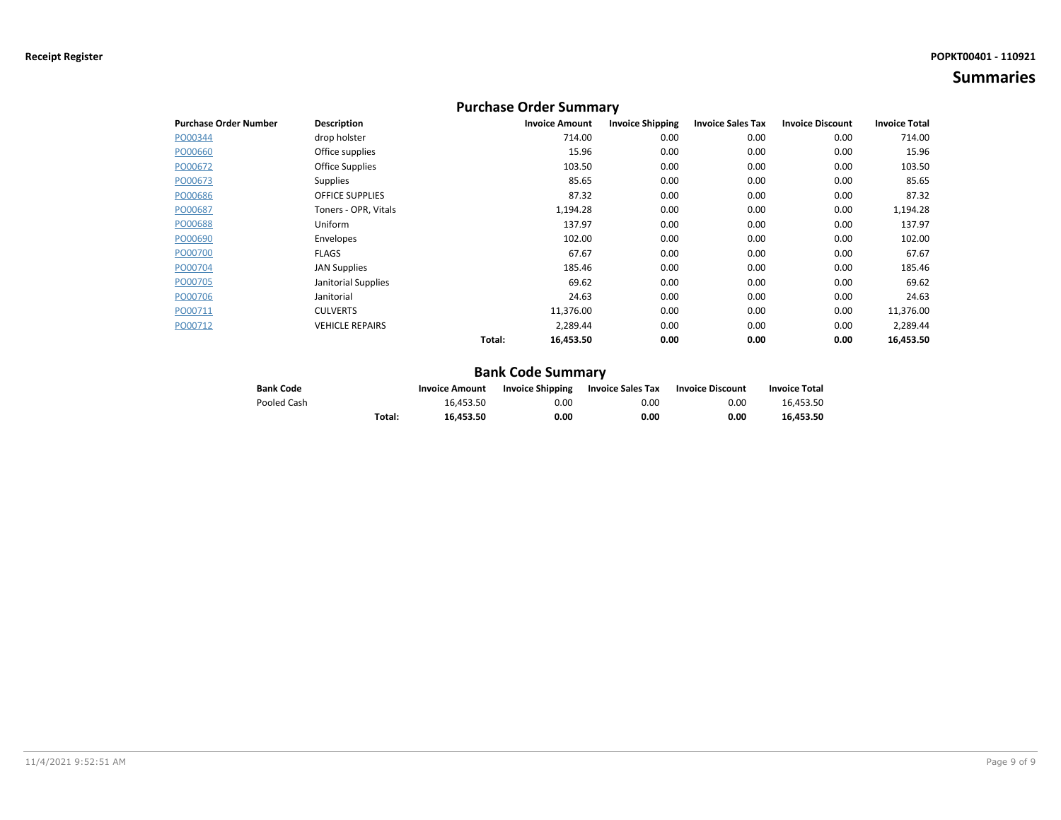Receipt Register

POPKT00401 - 110921

# Summaries

## Purchase Order Summary

| Purchase Order Number | Description | | Invoice Amount | Invoice Shipping | Invoice Sales Tax | Invoice Discount | Invoice Total |
|---|---|---|---|---|---|---|---|
| PO00344 | drop holster | | 714.00 | 0.00 | 0.00 | 0.00 | 714.00 |
| PO00660 | Office supplies | | 15.96 | 0.00 | 0.00 | 0.00 | 15.96 |
| PO00672 | Office Supplies | | 103.50 | 0.00 | 0.00 | 0.00 | 103.50 |
| PO00673 | Supplies | | 85.65 | 0.00 | 0.00 | 0.00 | 85.65 |
| PO00686 | OFFICE SUPPLIES | | 87.32 | 0.00 | 0.00 | 0.00 | 87.32 |
| PO00687 | Toners - OPR, Vitals | | 1,194.28 | 0.00 | 0.00 | 0.00 | 1,194.28 |
| PO00688 | Uniform | | 137.97 | 0.00 | 0.00 | 0.00 | 137.97 |
| PO00690 | Envelopes | | 102.00 | 0.00 | 0.00 | 0.00 | 102.00 |
| PO00700 | FLAGS | | 67.67 | 0.00 | 0.00 | 0.00 | 67.67 |
| PO00704 | JAN Supplies | | 185.46 | 0.00 | 0.00 | 0.00 | 185.46 |
| PO00705 | Janitorial Supplies | | 69.62 | 0.00 | 0.00 | 0.00 | 69.62 |
| PO00706 | Janitorial | | 24.63 | 0.00 | 0.00 | 0.00 | 24.63 |
| PO00711 | CULVERTS | | 11,376.00 | 0.00 | 0.00 | 0.00 | 11,376.00 |
| PO00712 | VEHICLE REPAIRS | | 2,289.44 | 0.00 | 0.00 | 0.00 | 2,289.44 |
| | | **Total:** | **16,453.50** | **0.00** | **0.00** | **0.00** | **16,453.50** |

## Bank Code Summary

| Bank Code | | Invoice Amount | Invoice Shipping | Invoice Sales Tax | Invoice Discount | Invoice Total |
|---|---|---|---|---|---|---|
| Pooled Cash | | 16,453.50 | 0.00 | 0.00 | 0.00 | 16,453.50 |
| | **Total:** | **16,453.50** | **0.00** | **0.00** | **0.00** | **16,453.50** |

11/4/2021 9:52:51 AM